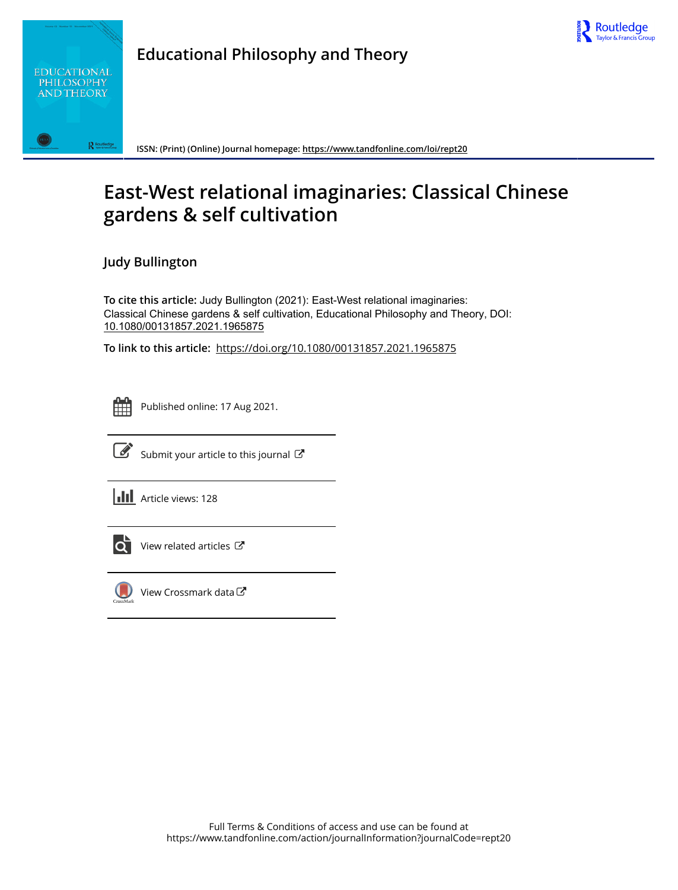Educational Philosophy and Theory

ISSN: (Print) (Online) Journal homepage: https://www.tandfonline.com/loi/rept20

# East-West relational imaginaries: Classical Chinese gardens & self cultivation

**Judy Bullington**

**To cite this article:** Judy Bullington (2021): East-West relational imaginaries: Classical Chinese gardens & self cultivation, Educational Philosophy and Theory, DOI: 10.1080/00131857.2021.1965875

**To link to this article:** https://doi.org/10.1080/00131857.2021.1965875

Published online: 17 Aug 2021.

Submit your article to this journal

Article views: 128

View related articles

View Crossmark data

Full Terms & Conditions of access and use can be found at
https://www.tandfonline.com/action/journalInformation?journalCode=rept20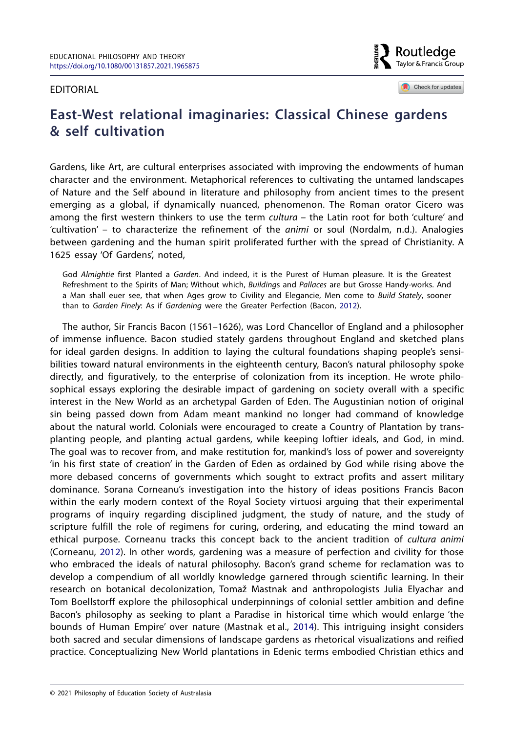EDITORIAL

# East-West relational imaginaries: Classical Chinese gardens & self cultivation

Gardens, like Art, are cultural enterprises associated with improving the endowments of human character and the environment. Metaphorical references to cultivating the untamed landscapes of Nature and the Self abound in literature and philosophy from ancient times to the present emerging as a global, if dynamically nuanced, phenomenon. The Roman orator Cicero was among the first western thinkers to use the term *cultura* – the Latin root for both 'culture' and 'cultivation' – to characterize the refinement of the *animi* or soul (Nordalm, n.d.). Analogies between gardening and the human spirit proliferated further with the spread of Christianity. A 1625 essay 'Of Gardens', noted,

> God *Almightie* first Planted a *Garden*. And indeed, it is the Purest of Human pleasure. It is the Greatest Refreshment to the Spirits of Man; Without which, *Building*s and *Pallaces* are but Grosse Handy-works. And a Man shall euer see, that when Ages grow to Civility and Elegancie, Men come to *Build Stately*, sooner than to *Garden Finely*: As if *Gardening* were the Greater Perfection (Bacon, 2012).

The author, Sir Francis Bacon (1561–1626), was Lord Chancellor of England and a philosopher of immense influence. Bacon studied stately gardens throughout England and sketched plans for ideal garden designs. In addition to laying the cultural foundations shaping people's sensibilities toward natural environments in the eighteenth century, Bacon's natural philosophy spoke directly, and figuratively, to the enterprise of colonization from its inception. He wrote philosophical essays exploring the desirable impact of gardening on society overall with a specific interest in the New World as an archetypal Garden of Eden. The Augustinian notion of original sin being passed down from Adam meant mankind no longer had command of knowledge about the natural world. Colonials were encouraged to create a Country of Plantation by transplanting people, and planting actual gardens, while keeping loftier ideals, and God, in mind. The goal was to recover from, and make restitution for, mankind's loss of power and sovereignty 'in his first state of creation' in the Garden of Eden as ordained by God while rising above the more debased concerns of governments which sought to extract profits and assert military dominance. Sorana Corneanu's investigation into the history of ideas positions Francis Bacon within the early modern context of the Royal Society virtuosi arguing that their experimental programs of inquiry regarding disciplined judgment, the study of nature, and the study of scripture fulfill the role of regimens for curing, ordering, and educating the mind toward an ethical purpose. Corneanu tracks this concept back to the ancient tradition of *cultura animi* (Corneanu, 2012). In other words, gardening was a measure of perfection and civility for those who embraced the ideals of natural philosophy. Bacon's grand scheme for reclamation was to develop a compendium of all worldly knowledge garnered through scientific learning. In their research on botanical decolonization, Tomaž Mastnak and anthropologists Julia Elyachar and Tom Boellstorff explore the philosophical underpinnings of colonial settler ambition and define Bacon's philosophy as seeking to plant a Paradise in historical time which would enlarge 'the bounds of Human Empire' over nature (Mastnak et al., 2014). This intriguing insight considers both sacred and secular dimensions of landscape gardens as rhetorical visualizations and reified practice. Conceptualizing New World plantations in Edenic terms embodied Christian ethics and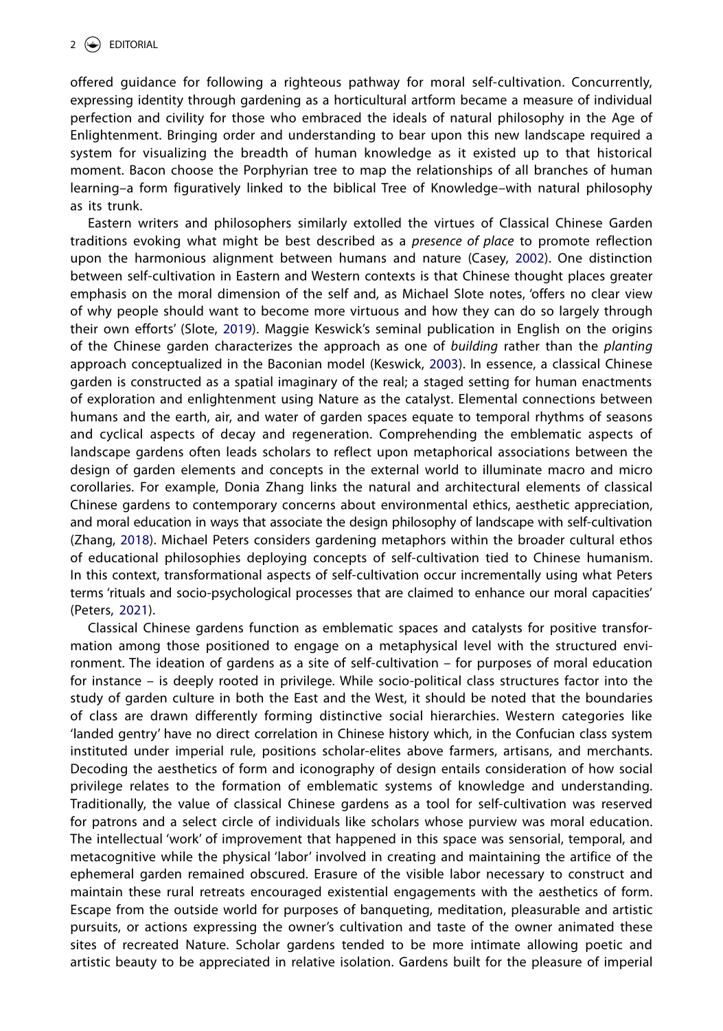offered guidance for following a righteous pathway for moral self-cultivation. Concurrently, expressing identity through gardening as a horticultural artform became a measure of individual perfection and civility for those who embraced the ideals of natural philosophy in the Age of Enlightenment. Bringing order and understanding to bear upon this new landscape required a system for visualizing the breadth of human knowledge as it existed up to that historical moment. Bacon choose the Porphyrian tree to map the relationships of all branches of human learning–a form figuratively linked to the biblical Tree of Knowledge–with natural philosophy as its trunk.

Eastern writers and philosophers similarly extolled the virtues of Classical Chinese Garden traditions evoking what might be best described as a *presence of place* to promote reflection upon the harmonious alignment between humans and nature (Casey, 2002). One distinction between self-cultivation in Eastern and Western contexts is that Chinese thought places greater emphasis on the moral dimension of the self and, as Michael Slote notes, 'offers no clear view of why people should want to become more virtuous and how they can do so largely through their own efforts' (Slote, 2019). Maggie Keswick's seminal publication in English on the origins of the Chinese garden characterizes the approach as one of *building* rather than the *planting* approach conceptualized in the Baconian model (Keswick, 2003). In essence, a classical Chinese garden is constructed as a spatial imaginary of the real; a staged setting for human enactments of exploration and enlightenment using Nature as the catalyst. Elemental connections between humans and the earth, air, and water of garden spaces equate to temporal rhythms of seasons and cyclical aspects of decay and regeneration. Comprehending the emblematic aspects of landscape gardens often leads scholars to reflect upon metaphorical associations between the design of garden elements and concepts in the external world to illuminate macro and micro corollaries. For example, Donia Zhang links the natural and architectural elements of classical Chinese gardens to contemporary concerns about environmental ethics, aesthetic appreciation, and moral education in ways that associate the design philosophy of landscape with self-cultivation (Zhang, 2018). Michael Peters considers gardening metaphors within the broader cultural ethos of educational philosophies deploying concepts of self-cultivation tied to Chinese humanism. In this context, transformational aspects of self-cultivation occur incrementally using what Peters terms 'rituals and socio-psychological processes that are claimed to enhance our moral capacities' (Peters, 2021).

Classical Chinese gardens function as emblematic spaces and catalysts for positive transformation among those positioned to engage on a metaphysical level with the structured environment. The ideation of gardens as a site of self-cultivation – for purposes of moral education for instance – is deeply rooted in privilege. While socio-political class structures factor into the study of garden culture in both the East and the West, it should be noted that the boundaries of class are drawn differently forming distinctive social hierarchies. Western categories like 'landed gentry' have no direct correlation in Chinese history which, in the Confucian class system instituted under imperial rule, positions scholar-elites above farmers, artisans, and merchants. Decoding the aesthetics of form and iconography of design entails consideration of how social privilege relates to the formation of emblematic systems of knowledge and understanding. Traditionally, the value of classical Chinese gardens as a tool for self-cultivation was reserved for patrons and a select circle of individuals like scholars whose purview was moral education. The intellectual 'work' of improvement that happened in this space was sensorial, temporal, and metacognitive while the physical 'labor' involved in creating and maintaining the artifice of the ephemeral garden remained obscured. Erasure of the visible labor necessary to construct and maintain these rural retreats encouraged existential engagements with the aesthetics of form. Escape from the outside world for purposes of banqueting, meditation, pleasurable and artistic pursuits, or actions expressing the owner's cultivation and taste of the owner animated these sites of recreated Nature. Scholar gardens tended to be more intimate allowing poetic and artistic beauty to be appreciated in relative isolation. Gardens built for the pleasure of imperial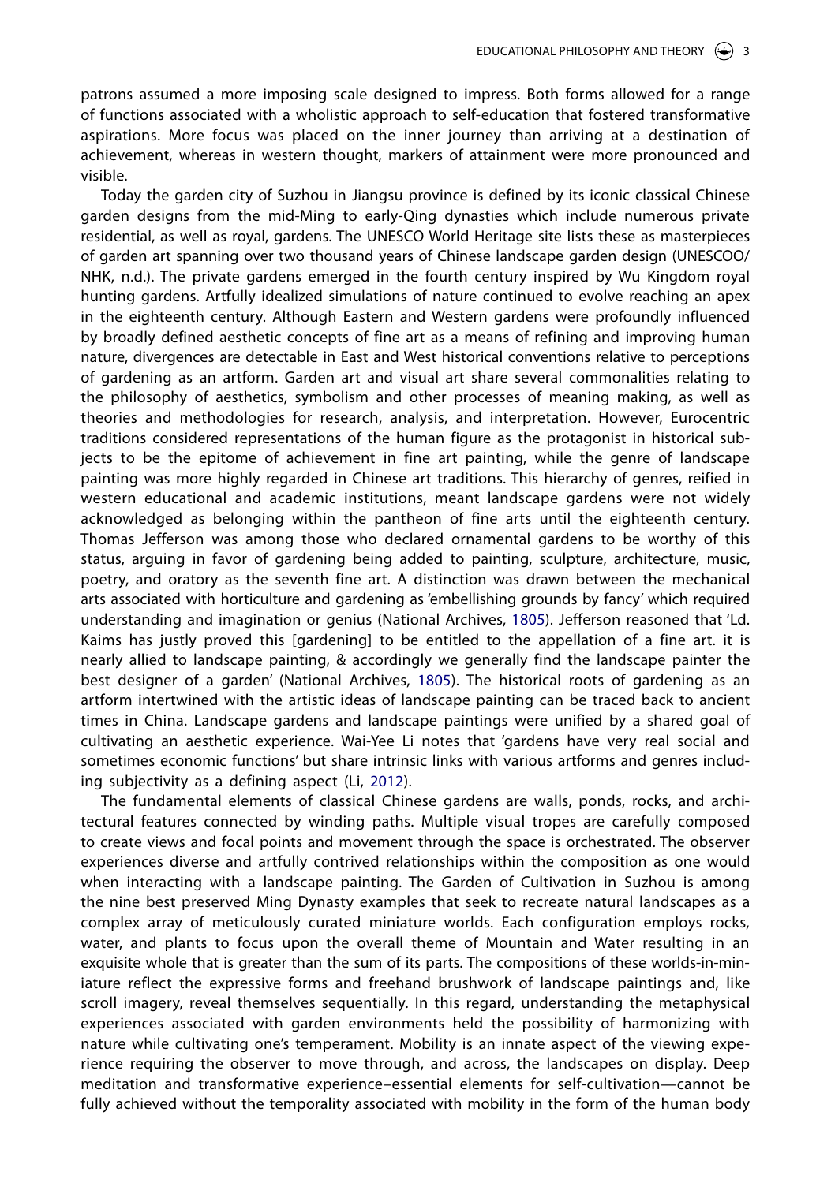patrons assumed a more imposing scale designed to impress. Both forms allowed for a range of functions associated with a wholistic approach to self-education that fostered transformative aspirations. More focus was placed on the inner journey than arriving at a destination of achievement, whereas in western thought, markers of attainment were more pronounced and visible.

Today the garden city of Suzhou in Jiangsu province is defined by its iconic classical Chinese garden designs from the mid-Ming to early-Qing dynasties which include numerous private residential, as well as royal, gardens. The UNESCO World Heritage site lists these as masterpieces of garden art spanning over two thousand years of Chinese landscape garden design (UNESCOO/NHK, n.d.). The private gardens emerged in the fourth century inspired by Wu Kingdom royal hunting gardens. Artfully idealized simulations of nature continued to evolve reaching an apex in the eighteenth century. Although Eastern and Western gardens were profoundly influenced by broadly defined aesthetic concepts of fine art as a means of refining and improving human nature, divergences are detectable in East and West historical conventions relative to perceptions of gardening as an artform. Garden art and visual art share several commonalities relating to the philosophy of aesthetics, symbolism and other processes of meaning making, as well as theories and methodologies for research, analysis, and interpretation. However, Eurocentric traditions considered representations of the human figure as the protagonist in historical subjects to be the epitome of achievement in fine art painting, while the genre of landscape painting was more highly regarded in Chinese art traditions. This hierarchy of genres, reified in western educational and academic institutions, meant landscape gardens were not widely acknowledged as belonging within the pantheon of fine arts until the eighteenth century. Thomas Jefferson was among those who declared ornamental gardens to be worthy of this status, arguing in favor of gardening being added to painting, sculpture, architecture, music, poetry, and oratory as the seventh fine art. A distinction was drawn between the mechanical arts associated with horticulture and gardening as 'embellishing grounds by fancy' which required understanding and imagination or genius (National Archives, 1805). Jefferson reasoned that 'Ld. Kaims has justly proved this [gardening] to be entitled to the appellation of a fine art. it is nearly allied to landscape painting, & accordingly we generally find the landscape painter the best designer of a garden' (National Archives, 1805). The historical roots of gardening as an artform intertwined with the artistic ideas of landscape painting can be traced back to ancient times in China. Landscape gardens and landscape paintings were unified by a shared goal of cultivating an aesthetic experience. Wai-Yee Li notes that 'gardens have very real social and sometimes economic functions' but share intrinsic links with various artforms and genres including subjectivity as a defining aspect (Li, 2012).

The fundamental elements of classical Chinese gardens are walls, ponds, rocks, and architectural features connected by winding paths. Multiple visual tropes are carefully composed to create views and focal points and movement through the space is orchestrated. The observer experiences diverse and artfully contrived relationships within the composition as one would when interacting with a landscape painting. The Garden of Cultivation in Suzhou is among the nine best preserved Ming Dynasty examples that seek to recreate natural landscapes as a complex array of meticulously curated miniature worlds. Each configuration employs rocks, water, and plants to focus upon the overall theme of Mountain and Water resulting in an exquisite whole that is greater than the sum of its parts. The compositions of these worlds-in-miniature reflect the expressive forms and freehand brushwork of landscape paintings and, like scroll imagery, reveal themselves sequentially. In this regard, understanding the metaphysical experiences associated with garden environments held the possibility of harmonizing with nature while cultivating one's temperament. Mobility is an innate aspect of the viewing experience requiring the observer to move through, and across, the landscapes on display. Deep meditation and transformative experience–essential elements for self-cultivation—cannot be fully achieved without the temporality associated with mobility in the form of the human body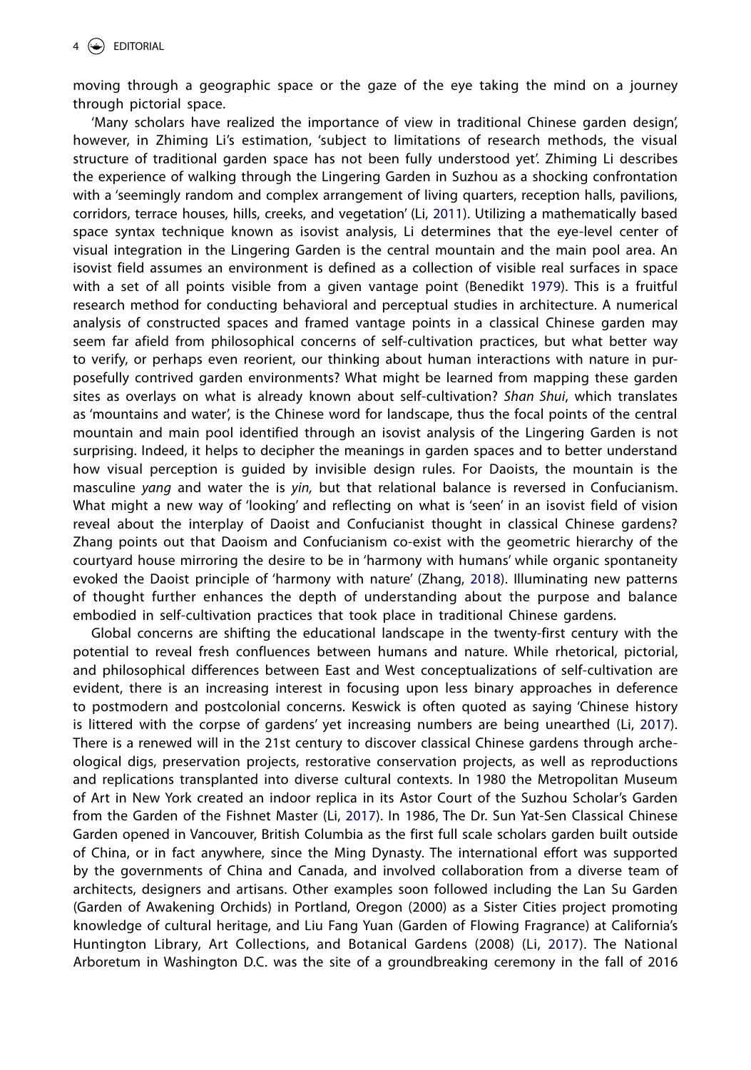moving through a geographic space or the gaze of the eye taking the mind on a journey through pictorial space.

'Many scholars have realized the importance of view in traditional Chinese garden design', however, in Zhiming Li's estimation, 'subject to limitations of research methods, the visual structure of traditional garden space has not been fully understood yet'. Zhiming Li describes the experience of walking through the Lingering Garden in Suzhou as a shocking confrontation with a 'seemingly random and complex arrangement of living quarters, reception halls, pavilions, corridors, terrace houses, hills, creeks, and vegetation' (Li, 2011). Utilizing a mathematically based space syntax technique known as isovist analysis, Li determines that the eye-level center of visual integration in the Lingering Garden is the central mountain and the main pool area. An isovist field assumes an environment is defined as a collection of visible real surfaces in space with a set of all points visible from a given vantage point (Benedikt 1979). This is a fruitful research method for conducting behavioral and perceptual studies in architecture. A numerical analysis of constructed spaces and framed vantage points in a classical Chinese garden may seem far afield from philosophical concerns of self-cultivation practices, but what better way to verify, or perhaps even reorient, our thinking about human interactions with nature in purposefully contrived garden environments? What might be learned from mapping these garden sites as overlays on what is already known about self-cultivation? *Shan Shui*, which translates as 'mountains and water', is the Chinese word for landscape, thus the focal points of the central mountain and main pool identified through an isovist analysis of the Lingering Garden is not surprising. Indeed, it helps to decipher the meanings in garden spaces and to better understand how visual perception is guided by invisible design rules. For Daoists, the mountain is the masculine *yang* and water the is *yin,* but that relational balance is reversed in Confucianism. What might a new way of 'looking' and reflecting on what is 'seen' in an isovist field of vision reveal about the interplay of Daoist and Confucianist thought in classical Chinese gardens? Zhang points out that Daoism and Confucianism co-exist with the geometric hierarchy of the courtyard house mirroring the desire to be in 'harmony with humans' while organic spontaneity evoked the Daoist principle of 'harmony with nature' (Zhang, 2018). Illuminating new patterns of thought further enhances the depth of understanding about the purpose and balance embodied in self-cultivation practices that took place in traditional Chinese gardens.

Global concerns are shifting the educational landscape in the twenty-first century with the potential to reveal fresh confluences between humans and nature. While rhetorical, pictorial, and philosophical differences between East and West conceptualizations of self-cultivation are evident, there is an increasing interest in focusing upon less binary approaches in deference to postmodern and postcolonial concerns. Keswick is often quoted as saying 'Chinese history is littered with the corpse of gardens' yet increasing numbers are being unearthed (Li, 2017). There is a renewed will in the 21st century to discover classical Chinese gardens through archeological digs, preservation projects, restorative conservation projects, as well as reproductions and replications transplanted into diverse cultural contexts. In 1980 the Metropolitan Museum of Art in New York created an indoor replica in its Astor Court of the Suzhou Scholar's Garden from the Garden of the Fishnet Master (Li, 2017). In 1986, The Dr. Sun Yat-Sen Classical Chinese Garden opened in Vancouver, British Columbia as the first full scale scholars garden built outside of China, or in fact anywhere, since the Ming Dynasty. The international effort was supported by the governments of China and Canada, and involved collaboration from a diverse team of architects, designers and artisans. Other examples soon followed including the Lan Su Garden (Garden of Awakening Orchids) in Portland, Oregon (2000) as a Sister Cities project promoting knowledge of cultural heritage, and Liu Fang Yuan (Garden of Flowing Fragrance) at California's Huntington Library, Art Collections, and Botanical Gardens (2008) (Li, 2017). The National Arboretum in Washington D.C. was the site of a groundbreaking ceremony in the fall of 2016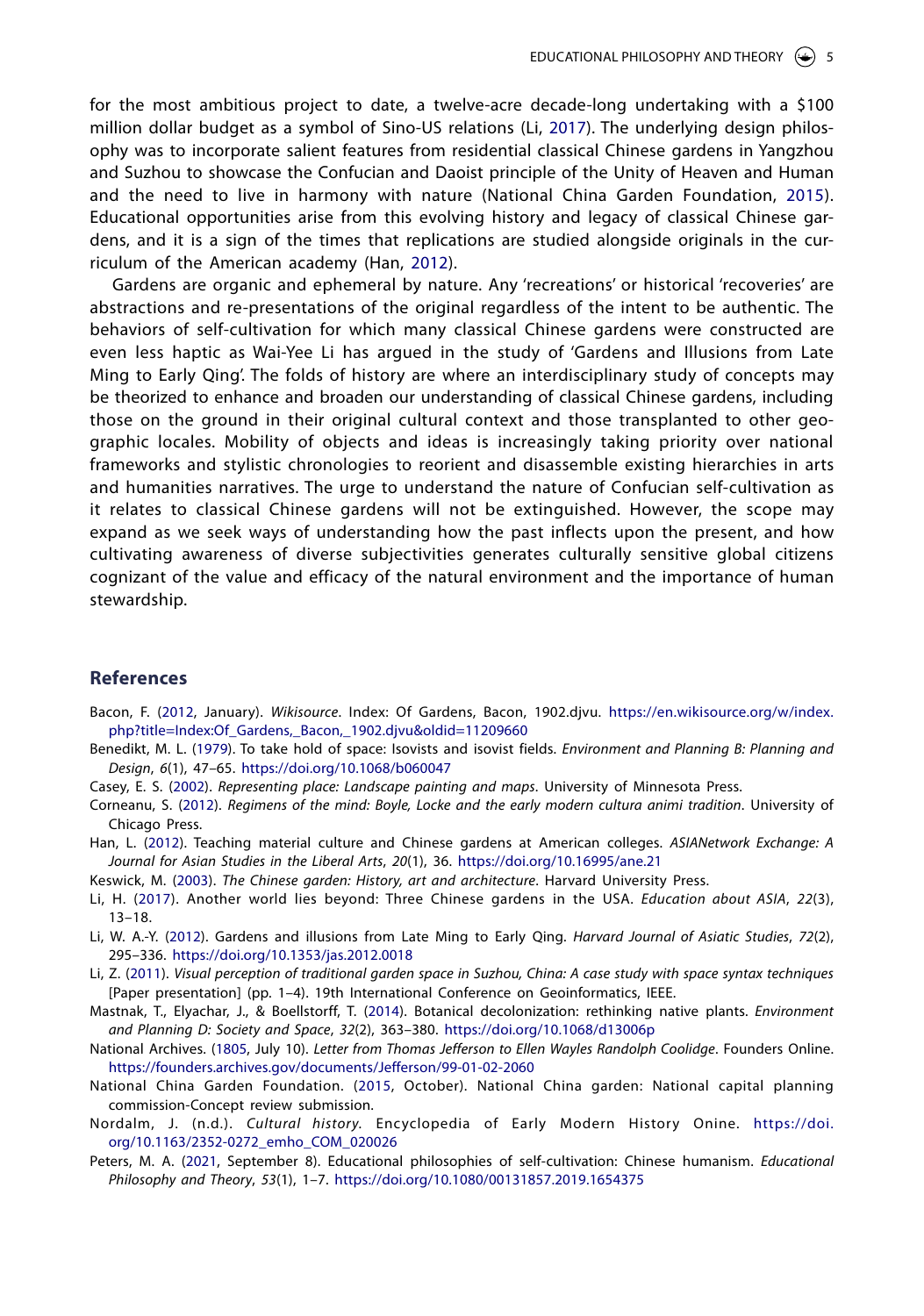for the most ambitious project to date, a twelve-acre decade-long undertaking with a $100 million dollar budget as a symbol of Sino-US relations (Li, 2017). The underlying design philosophy was to incorporate salient features from residential classical Chinese gardens in Yangzhou and Suzhou to showcase the Confucian and Daoist principle of the Unity of Heaven and Human and the need to live in harmony with nature (National China Garden Foundation, 2015). Educational opportunities arise from this evolving history and legacy of classical Chinese gardens, and it is a sign of the times that replications are studied alongside originals in the curriculum of the American academy (Han, 2012).

Gardens are organic and ephemeral by nature. Any 'recreations' or historical 'recoveries' are abstractions and re-presentations of the original regardless of the intent to be authentic. The behaviors of self-cultivation for which many classical Chinese gardens were constructed are even less haptic as Wai-Yee Li has argued in the study of 'Gardens and Illusions from Late Ming to Early Qing'. The folds of history are where an interdisciplinary study of concepts may be theorized to enhance and broaden our understanding of classical Chinese gardens, including those on the ground in their original cultural context and those transplanted to other geographic locales. Mobility of objects and ideas is increasingly taking priority over national frameworks and stylistic chronologies to reorient and disassemble existing hierarchies in arts and humanities narratives. The urge to understand the nature of Confucian self-cultivation as it relates to classical Chinese gardens will not be extinguished. However, the scope may expand as we seek ways of understanding how the past inflects upon the present, and how cultivating awareness of diverse subjectivities generates culturally sensitive global citizens cognizant of the value and efficacy of the natural environment and the importance of human stewardship.

## References

Bacon, F. (2012, January). *Wikisource*. Index: Of Gardens, Bacon, 1902.djvu. https://en.wikisource.org/w/index.php?title=Index:Of_Gardens,_Bacon,_1902.djvu&oldid=11209660

Benedikt, M. L. (1979). To take hold of space: Isovists and isovist fields. *Environment and Planning B: Planning and Design*, *6*(1), 47–65. https://doi.org/10.1068/b060047

Casey, E. S. (2002). *Representing place: Landscape painting and maps*. University of Minnesota Press.

Corneanu, S. (2012). *Regimens of the mind: Boyle, Locke and the early modern cultura animi tradition*. University of Chicago Press.

Han, L. (2012). Teaching material culture and Chinese gardens at American colleges. *ASIANetwork Exchange: A Journal for Asian Studies in the Liberal Arts*, *20*(1), 36. https://doi.org/10.16995/ane.21

Keswick, M. (2003). *The Chinese garden: History, art and architecture*. Harvard University Press.

Li, H. (2017). Another world lies beyond: Three Chinese gardens in the USA. *Education about ASIA*, *22*(3), 13–18.

Li, W. A.-Y. (2012). Gardens and illusions from Late Ming to Early Qing. *Harvard Journal of Asiatic Studies*, *72*(2), 295–336. https://doi.org/10.1353/jas.2012.0018

Li, Z. (2011). *Visual perception of traditional garden space in Suzhou, China: A case study with space syntax techniques* [Paper presentation] (pp. 1–4). 19th International Conference on Geoinformatics, IEEE.

Mastnak, T., Elyachar, J., & Boellstorff, T. (2014). Botanical decolonization: rethinking native plants. *Environment and Planning D: Society and Space*, *32*(2), 363–380. https://doi.org/10.1068/d13006p

National Archives. (1805, July 10). *Letter from Thomas Jefferson to Ellen Wayles Randolph Coolidge*. Founders Online. https://founders.archives.gov/documents/Jefferson/99-01-02-2060

National China Garden Foundation. (2015, October). National China garden: National capital planning commission-Concept review submission.

Nordalm, J. (n.d.). *Cultural history*. Encyclopedia of Early Modern History Onine. https://doi.org/10.1163/2352-0272_emho_COM_020026

Peters, M. A. (2021, September 8). Educational philosophies of self-cultivation: Chinese humanism. *Educational Philosophy and Theory*, *53*(1), 1–7. https://doi.org/10.1080/00131857.2019.1654375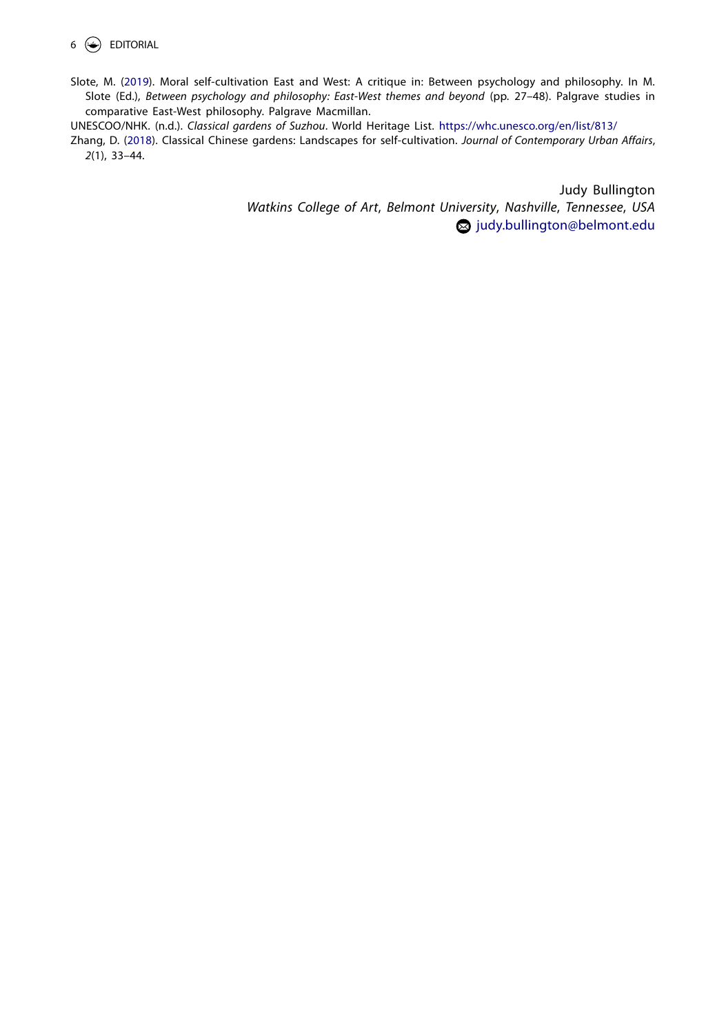Slote, M. (2019). Moral self-cultivation East and West: A critique in: Between psychology and philosophy. In M. Slote (Ed.), *Between psychology and philosophy: East-West themes and beyond* (pp. 27–48). Palgrave studies in comparative East-West philosophy. Palgrave Macmillan.

UNESCOO/NHK. (n.d.). *Classical gardens of Suzhou*. World Heritage List. https://whc.unesco.org/en/list/813/

Zhang, D. (2018). Classical Chinese gardens: Landscapes for self-cultivation. *Journal of Contemporary Urban Affairs*, *2*(1), 33–44.

Judy Bullington
*Watkins College of Art, Belmont University, Nashville, Tennessee, USA*
judy.bullington@belmont.edu